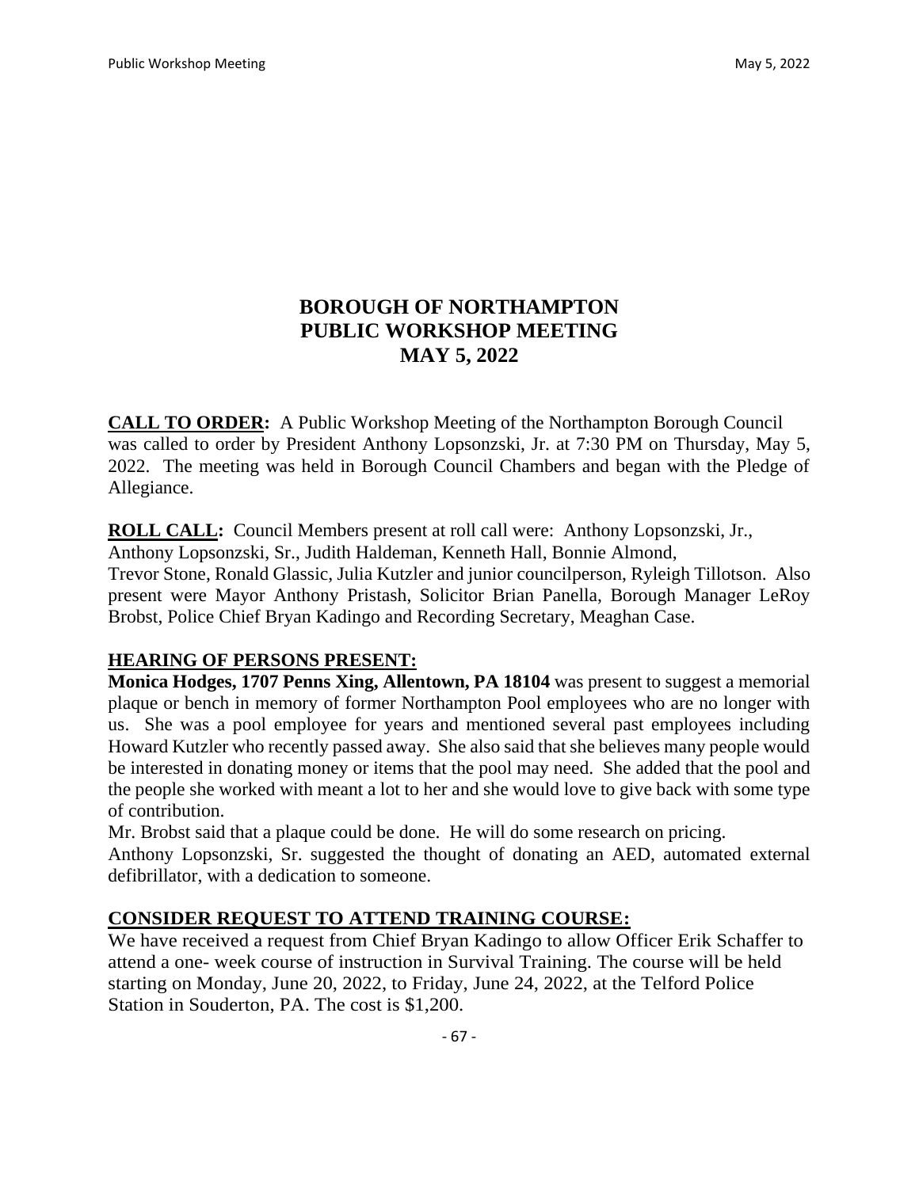# BOROUGH OF NORTHAMPTON
# PUBLIC WORKSHOP MEETING
# MAY 5, 2022

**CALL TO ORDER:** A Public Workshop Meeting of the Northampton Borough Council was called to order by President Anthony Lopsonzski, Jr. at 7:30 PM on Thursday, May 5, 2022. The meeting was held in Borough Council Chambers and began with the Pledge of Allegiance.

**ROLL CALL:** Council Members present at roll call were: Anthony Lopsonzski, Jr., Anthony Lopsonzski, Sr., Judith Haldeman, Kenneth Hall, Bonnie Almond, Trevor Stone, Ronald Glassic, Julia Kutzler and junior councilperson, Ryleigh Tillotson. Also present were Mayor Anthony Pristash, Solicitor Brian Panella, Borough Manager LeRoy Brobst, Police Chief Bryan Kadingo and Recording Secretary, Meaghan Case.

## HEARING OF PERSONS PRESENT:

**Monica Hodges, 1707 Penns Xing, Allentown, PA 18104** was present to suggest a memorial plaque or bench in memory of former Northampton Pool employees who are no longer with us. She was a pool employee for years and mentioned several past employees including Howard Kutzler who recently passed away. She also said that she believes many people would be interested in donating money or items that the pool may need. She added that the pool and the people she worked with meant a lot to her and she would love to give back with some type of contribution.

Mr. Brobst said that a plaque could be done. He will do some research on pricing.

Anthony Lopsonzski, Sr. suggested the thought of donating an AED, automated external defibrillator, with a dedication to someone.

## CONSIDER REQUEST TO ATTEND TRAINING COURSE:

We have received a request from Chief Bryan Kadingo to allow Officer Erik Schaffer to attend a one- week course of instruction in Survival Training. The course will be held starting on Monday, June 20, 2022, to Friday, June 24, 2022, at the Telford Police Station in Souderton, PA. The cost is $1,200.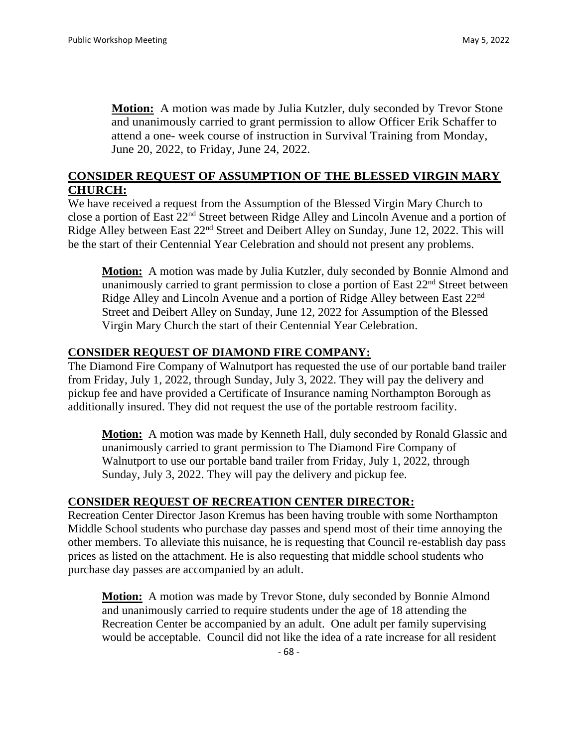**Motion:** A motion was made by Julia Kutzler, duly seconded by Trevor Stone and unanimously carried to grant permission to allow Officer Erik Schaffer to attend a one- week course of instruction in Survival Training from Monday, June 20, 2022, to Friday, June 24, 2022.

## CONSIDER REQUEST OF ASSUMPTION OF THE BLESSED VIRGIN MARY CHURCH:

We have received a request from the Assumption of the Blessed Virgin Mary Church to close a portion of East 22nd Street between Ridge Alley and Lincoln Avenue and a portion of Ridge Alley between East 22nd Street and Deibert Alley on Sunday, June 12, 2022. This will be the start of their Centennial Year Celebration and should not present any problems.

**Motion:** A motion was made by Julia Kutzler, duly seconded by Bonnie Almond and unanimously carried to grant permission to close a portion of East 22nd Street between Ridge Alley and Lincoln Avenue and a portion of Ridge Alley between East 22nd Street and Deibert Alley on Sunday, June 12, 2022 for Assumption of the Blessed Virgin Mary Church the start of their Centennial Year Celebration.

## CONSIDER REQUEST OF DIAMOND FIRE COMPANY:

The Diamond Fire Company of Walnutport has requested the use of our portable band trailer from Friday, July 1, 2022, through Sunday, July 3, 2022. They will pay the delivery and pickup fee and have provided a Certificate of Insurance naming Northampton Borough as additionally insured. They did not request the use of the portable restroom facility.

**Motion:** A motion was made by Kenneth Hall, duly seconded by Ronald Glassic and unanimously carried to grant permission to The Diamond Fire Company of Walnutport to use our portable band trailer from Friday, July 1, 2022, through Sunday, July 3, 2022. They will pay the delivery and pickup fee.

## CONSIDER REQUEST OF RECREATION CENTER DIRECTOR:

Recreation Center Director Jason Kremus has been having trouble with some Northampton Middle School students who purchase day passes and spend most of their time annoying the other members. To alleviate this nuisance, he is requesting that Council re-establish day pass prices as listed on the attachment. He is also requesting that middle school students who purchase day passes are accompanied by an adult.

**Motion:** A motion was made by Trevor Stone, duly seconded by Bonnie Almond and unanimously carried to require students under the age of 18 attending the Recreation Center be accompanied by an adult. One adult per family supervising would be acceptable. Council did not like the idea of a rate increase for all resident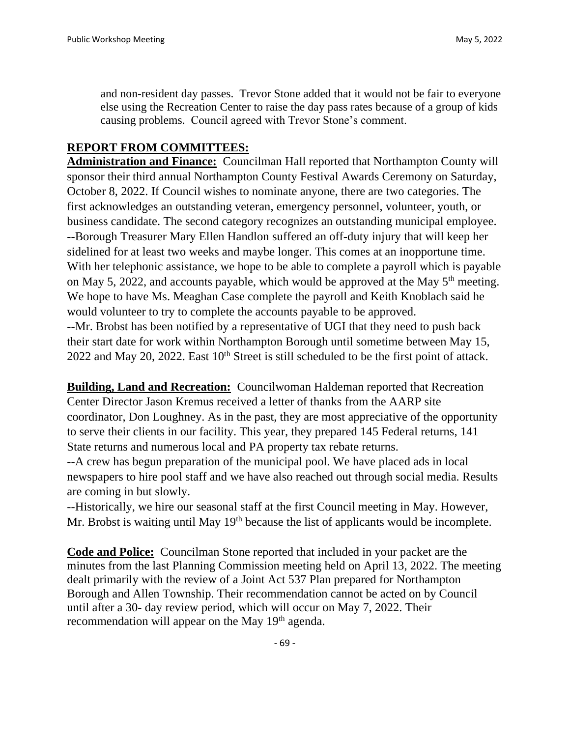and non-resident day passes. Trevor Stone added that it would not be fair to everyone else using the Recreation Center to raise the day pass rates because of a group of kids causing problems. Council agreed with Trevor Stone's comment.

## REPORT FROM COMMITTEES:

**Administration and Finance:** Councilman Hall reported that Northampton County will sponsor their third annual Northampton County Festival Awards Ceremony on Saturday, October 8, 2022. If Council wishes to nominate anyone, there are two categories. The first acknowledges an outstanding veteran, emergency personnel, volunteer, youth, or business candidate. The second category recognizes an outstanding municipal employee.
--Borough Treasurer Mary Ellen Handlon suffered an off-duty injury that will keep her sidelined for at least two weeks and maybe longer. This comes at an inopportune time. With her telephonic assistance, we hope to be able to complete a payroll which is payable on May 5, 2022, and accounts payable, which would be approved at the May 5th meeting. We hope to have Ms. Meaghan Case complete the payroll and Keith Knoblach said he would volunteer to try to complete the accounts payable to be approved.
--Mr. Brobst has been notified by a representative of UGI that they need to push back their start date for work within Northampton Borough until sometime between May 15, 2022 and May 20, 2022. East 10th Street is still scheduled to be the first point of attack.

**Building, Land and Recreation:** Councilwoman Haldeman reported that Recreation Center Director Jason Kremus received a letter of thanks from the AARP site coordinator, Don Loughney. As in the past, they are most appreciative of the opportunity to serve their clients in our facility. This year, they prepared 145 Federal returns, 141 State returns and numerous local and PA property tax rebate returns.
--A crew has begun preparation of the municipal pool. We have placed ads in local newspapers to hire pool staff and we have also reached out through social media. Results are coming in but slowly.
--Historically, we hire our seasonal staff at the first Council meeting in May. However, Mr. Brobst is waiting until May 19th because the list of applicants would be incomplete.

**Code and Police:** Councilman Stone reported that included in your packet are the minutes from the last Planning Commission meeting held on April 13, 2022. The meeting dealt primarily with the review of a Joint Act 537 Plan prepared for Northampton Borough and Allen Township. Their recommendation cannot be acted on by Council until after a 30- day review period, which will occur on May 7, 2022. Their recommendation will appear on the May 19th agenda.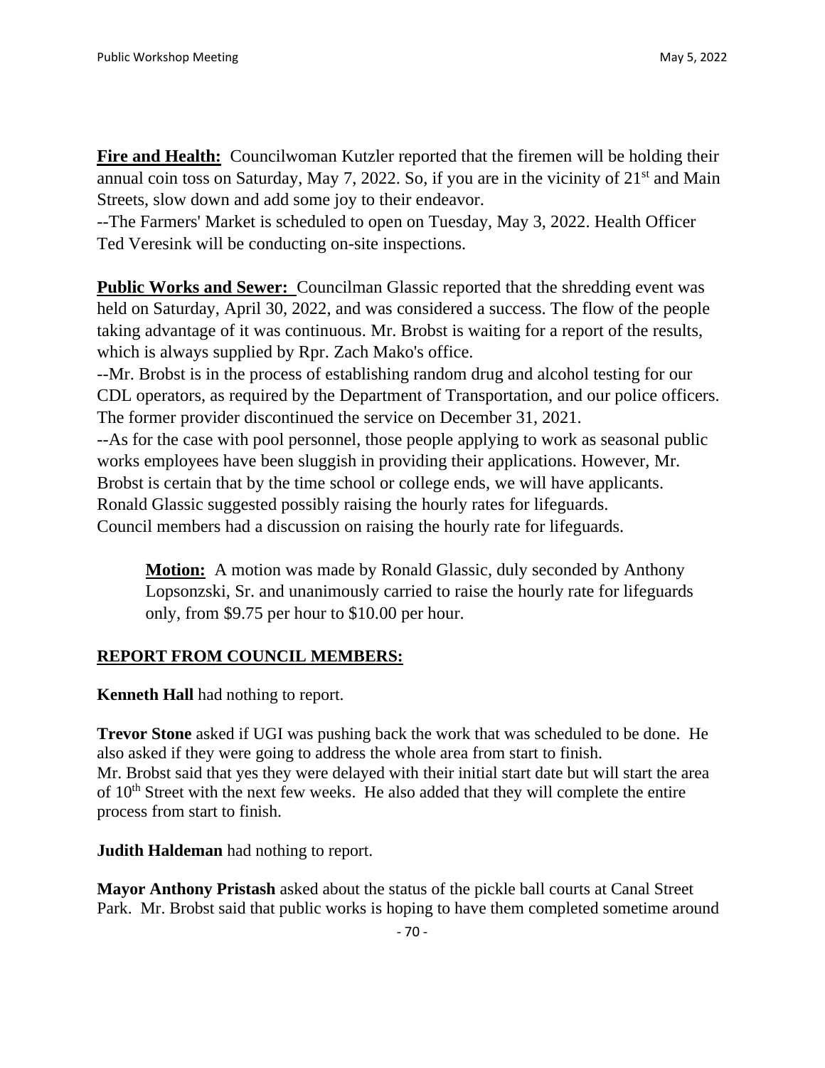**Fire and Health:** Councilwoman Kutzler reported that the firemen will be holding their annual coin toss on Saturday, May 7, 2022. So, if you are in the vicinity of 21st and Main Streets, slow down and add some joy to their endeavor.
--The Farmers' Market is scheduled to open on Tuesday, May 3, 2022. Health Officer Ted Veresink will be conducting on-site inspections.

**Public Works and Sewer:** Councilman Glassic reported that the shredding event was held on Saturday, April 30, 2022, and was considered a success. The flow of the people taking advantage of it was continuous. Mr. Brobst is waiting for a report of the results, which is always supplied by Rpr. Zach Mako's office.
--Mr. Brobst is in the process of establishing random drug and alcohol testing for our CDL operators, as required by the Department of Transportation, and our police officers. The former provider discontinued the service on December 31, 2021.
--As for the case with pool personnel, those people applying to work as seasonal public works employees have been sluggish in providing their applications. However, Mr. Brobst is certain that by the time school or college ends, we will have applicants.
Ronald Glassic suggested possibly raising the hourly rates for lifeguards.
Council members had a discussion on raising the hourly rate for lifeguards.

> **Motion:** A motion was made by Ronald Glassic, duly seconded by Anthony Lopsonzski, Sr. and unanimously carried to raise the hourly rate for lifeguards only, from $9.75 per hour to $10.00 per hour.

**REPORT FROM COUNCIL MEMBERS:**

**Kenneth Hall** had nothing to report.

**Trevor Stone** asked if UGI was pushing back the work that was scheduled to be done. He also asked if they were going to address the whole area from start to finish.
Mr. Brobst said that yes they were delayed with their initial start date but will start the area of 10th Street with the next few weeks. He also added that they will complete the entire process from start to finish.

**Judith Haldeman** had nothing to report.

**Mayor Anthony Pristash** asked about the status of the pickle ball courts at Canal Street Park. Mr. Brobst said that public works is hoping to have them completed sometime around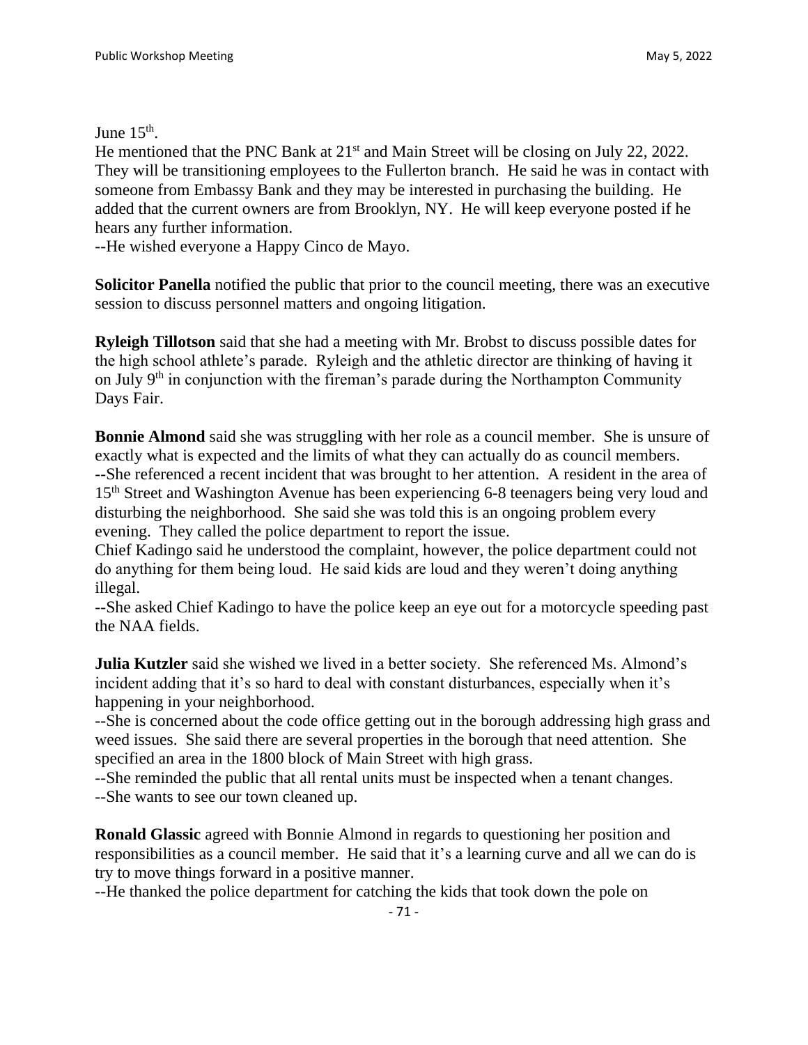June 15th.

He mentioned that the PNC Bank at 21st and Main Street will be closing on July 22, 2022. They will be transitioning employees to the Fullerton branch. He said he was in contact with someone from Embassy Bank and they may be interested in purchasing the building. He added that the current owners are from Brooklyn, NY. He will keep everyone posted if he hears any further information.

--He wished everyone a Happy Cinco de Mayo.

**Solicitor Panella** notified the public that prior to the council meeting, there was an executive session to discuss personnel matters and ongoing litigation.

**Ryleigh Tillotson** said that she had a meeting with Mr. Brobst to discuss possible dates for the high school athlete's parade. Ryleigh and the athletic director are thinking of having it on July 9th in conjunction with the fireman's parade during the Northampton Community Days Fair.

**Bonnie Almond** said she was struggling with her role as a council member. She is unsure of exactly what is expected and the limits of what they can actually do as council members.

--She referenced a recent incident that was brought to her attention. A resident in the area of 15th Street and Washington Avenue has been experiencing 6-8 teenagers being very loud and disturbing the neighborhood. She said she was told this is an ongoing problem every evening. They called the police department to report the issue.

Chief Kadingo said he understood the complaint, however, the police department could not do anything for them being loud. He said kids are loud and they weren't doing anything illegal.

--She asked Chief Kadingo to have the police keep an eye out for a motorcycle speeding past the NAA fields.

**Julia Kutzler** said she wished we lived in a better society. She referenced Ms. Almond's incident adding that it's so hard to deal with constant disturbances, especially when it's happening in your neighborhood.

--She is concerned about the code office getting out in the borough addressing high grass and weed issues. She said there are several properties in the borough that need attention. She specified an area in the 1800 block of Main Street with high grass.

--She reminded the public that all rental units must be inspected when a tenant changes.

--She wants to see our town cleaned up.

**Ronald Glassic** agreed with Bonnie Almond in regards to questioning her position and responsibilities as a council member. He said that it's a learning curve and all we can do is try to move things forward in a positive manner.

--He thanked the police department for catching the kids that took down the pole on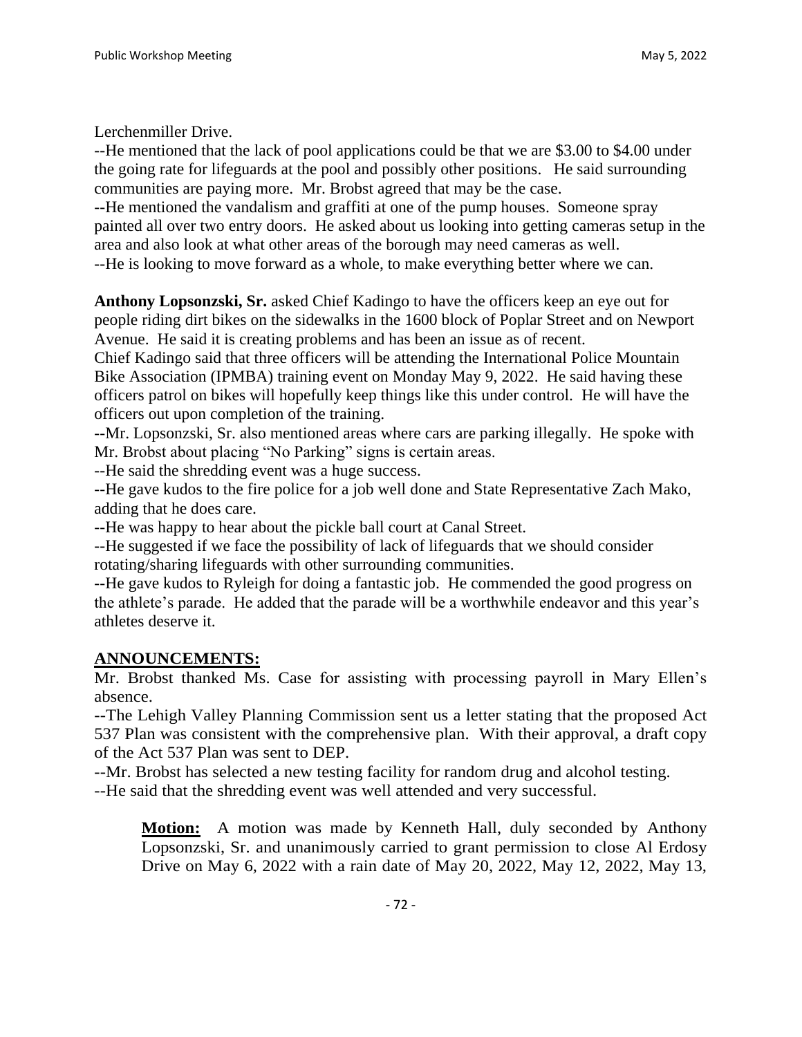Lerchenmiller Drive.

--He mentioned that the lack of pool applications could be that we are $3.00 to $4.00 under the going rate for lifeguards at the pool and possibly other positions. He said surrounding communities are paying more. Mr. Brobst agreed that may be the case.

--He mentioned the vandalism and graffiti at one of the pump houses. Someone spray painted all over two entry doors. He asked about us looking into getting cameras setup in the area and also look at what other areas of the borough may need cameras as well.

--He is looking to move forward as a whole, to make everything better where we can.

**Anthony Lopsonzski, Sr.** asked Chief Kadingo to have the officers keep an eye out for people riding dirt bikes on the sidewalks in the 1600 block of Poplar Street and on Newport Avenue. He said it is creating problems and has been an issue as of recent.

Chief Kadingo said that three officers will be attending the International Police Mountain Bike Association (IPMBA) training event on Monday May 9, 2022. He said having these officers patrol on bikes will hopefully keep things like this under control. He will have the officers out upon completion of the training.

--Mr. Lopsonzski, Sr. also mentioned areas where cars are parking illegally. He spoke with Mr. Brobst about placing "No Parking" signs is certain areas.

--He said the shredding event was a huge success.

--He gave kudos to the fire police for a job well done and State Representative Zach Mako, adding that he does care.

--He was happy to hear about the pickle ball court at Canal Street.

--He suggested if we face the possibility of lack of lifeguards that we should consider rotating/sharing lifeguards with other surrounding communities.

--He gave kudos to Ryleigh for doing a fantastic job. He commended the good progress on the athlete's parade. He added that the parade will be a worthwhile endeavor and this year's athletes deserve it.

## ANNOUNCEMENTS:

Mr. Brobst thanked Ms. Case for assisting with processing payroll in Mary Ellen's absence.

--The Lehigh Valley Planning Commission sent us a letter stating that the proposed Act 537 Plan was consistent with the comprehensive plan. With their approval, a draft copy of the Act 537 Plan was sent to DEP.

--Mr. Brobst has selected a new testing facility for random drug and alcohol testing.

--He said that the shredding event was well attended and very successful.

> **Motion:** A motion was made by Kenneth Hall, duly seconded by Anthony Lopsonzski, Sr. and unanimously carried to grant permission to close Al Erdosy Drive on May 6, 2022 with a rain date of May 20, 2022, May 12, 2022, May 13,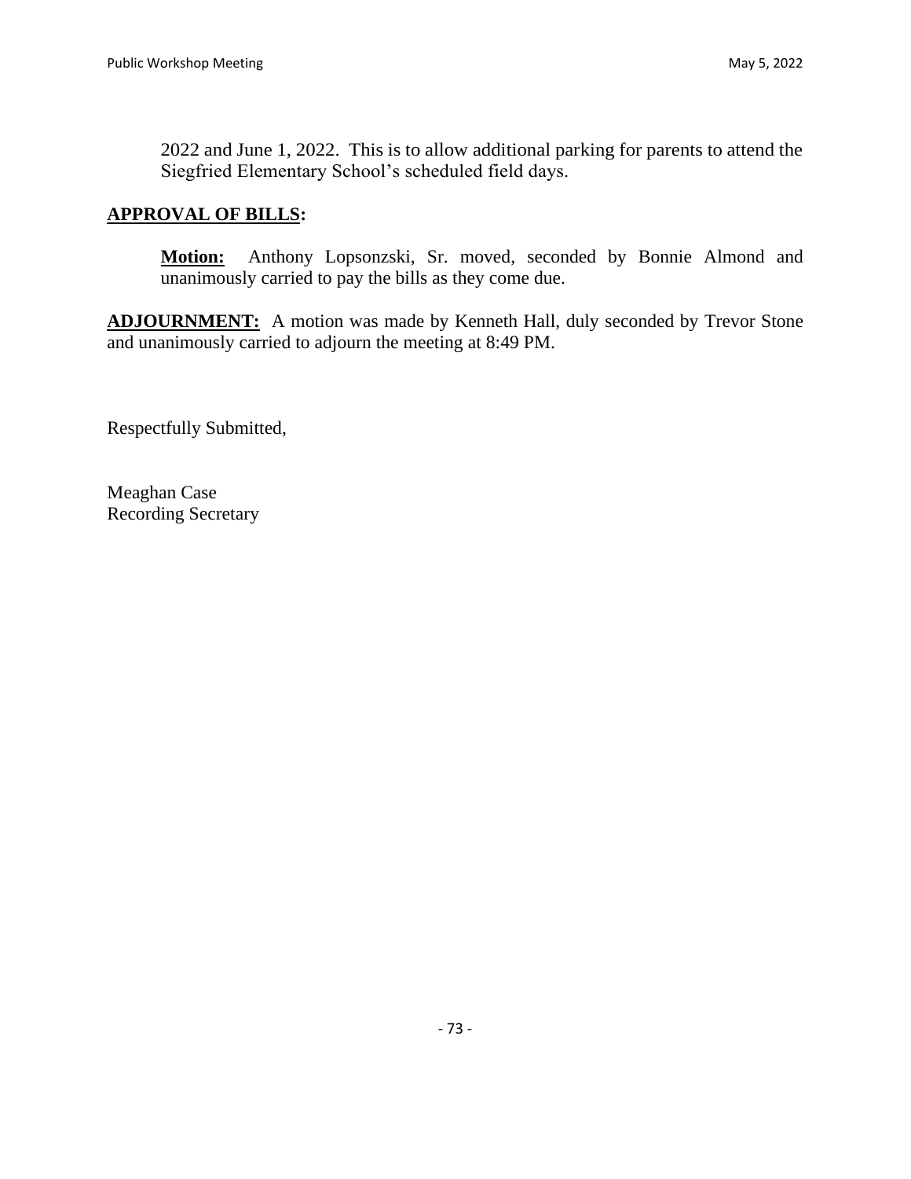2022 and June 1, 2022. This is to allow additional parking for parents to attend the Siegfried Elementary School's scheduled field days.

**APPROVAL OF BILLS:**

**Motion:** Anthony Lopsonzski, Sr. moved, seconded by Bonnie Almond and unanimously carried to pay the bills as they come due.

**ADJOURNMENT:** A motion was made by Kenneth Hall, duly seconded by Trevor Stone and unanimously carried to adjourn the meeting at 8:49 PM.

Respectfully Submitted,

Meaghan Case
Recording Secretary